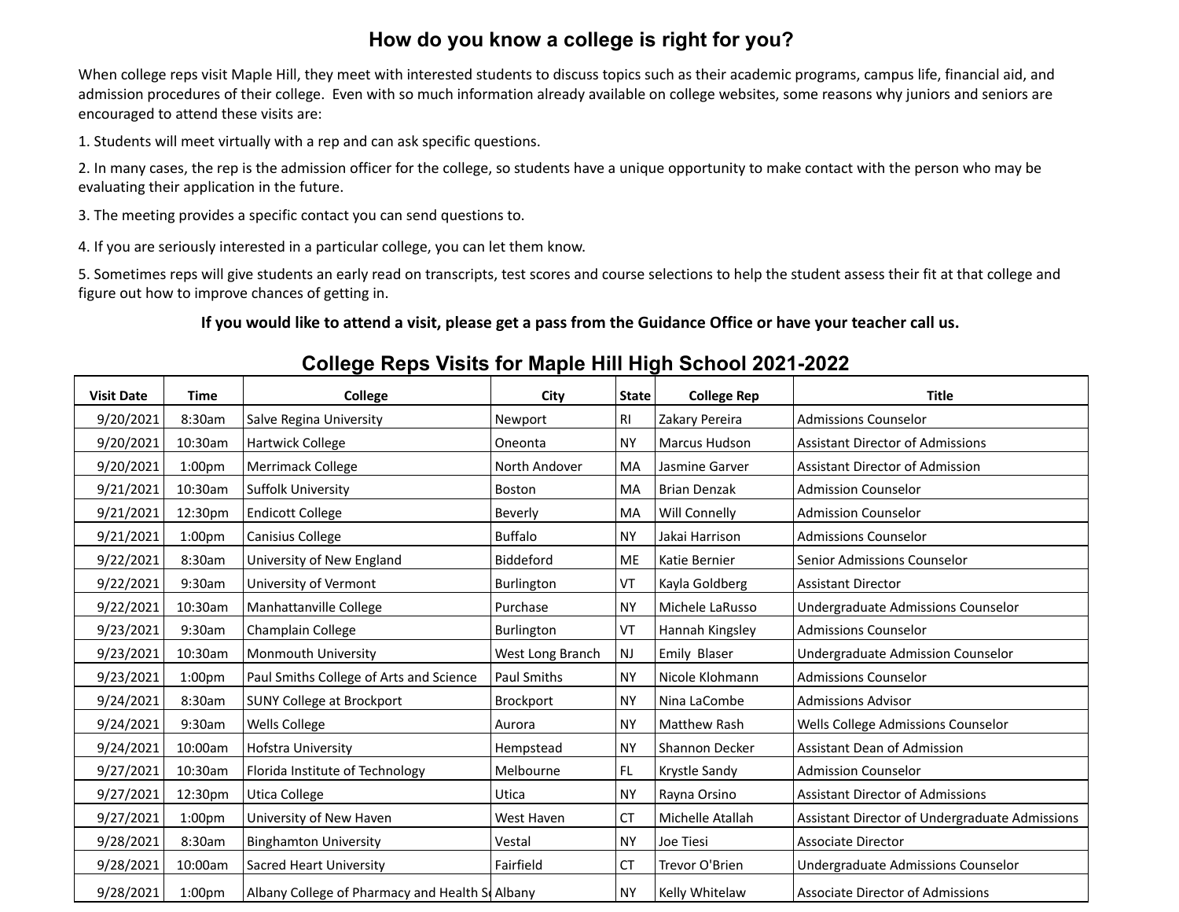## How do you know a college is right for you?

When college reps visit Maple Hill, they meet with interested students to discuss topics such as their academic programs, campus life, financial aid, and admission procedures of their college. Even with so much information already available on college websites, some reasons why juniors and seniors are encouraged to attend these visits are:

1. Students will meet virtually with a rep and can ask specific questions.
2. In many cases, the rep is the admission officer for the college, so students have a unique opportunity to make contact with the person who may be evaluating their application in the future.
3. The meeting provides a specific contact you can send questions to.
4. If you are seriously interested in a particular college, you can let them know.
5. Sometimes reps will give students an early read on transcripts, test scores and course selections to help the student assess their fit at that college and figure out how to improve chances of getting in.

**If you would like to attend a visit, please get a pass from the Guidance Office or have your teacher call us.**

## College Reps Visits for Maple Hill High School 2021-2022

| Visit Date | Time | College | City | State | College Rep | Title |
|---|---|---|---|---|---|---|
| 9/20/2021 | 8:30am | Salve Regina University | Newport | RI | Zakary Pereira | Admissions Counselor |
| 9/20/2021 | 10:30am | Hartwick College | Oneonta | NY | Marcus Hudson | Assistant Director of Admissions |
| 9/20/2021 | 1:00pm | Merrimack College | North Andover | MA | Jasmine Garver | Assistant Director of Admission |
| 9/21/2021 | 10:30am | Suffolk University | Boston | MA | Brian Denzak | Admission Counselor |
| 9/21/2021 | 12:30pm | Endicott College | Beverly | MA | Will Connelly | Admission Counselor |
| 9/21/2021 | 1:00pm | Canisius College | Buffalo | NY | Jakai Harrison | Admissions Counselor |
| 9/22/2021 | 8:30am | University of New England | Biddeford | ME | Katie Bernier | Senior Admissions Counselor |
| 9/22/2021 | 9:30am | University of Vermont | Burlington | VT | Kayla Goldberg | Assistant Director |
| 9/22/2021 | 10:30am | Manhattanville College | Purchase | NY | Michele LaRusso | Undergraduate Admissions Counselor |
| 9/23/2021 | 9:30am | Champlain College | Burlington | VT | Hannah Kingsley | Admissions Counselor |
| 9/23/2021 | 10:30am | Monmouth University | West Long Branch | NJ | Emily Blaser | Undergraduate Admission Counselor |
| 9/23/2021 | 1:00pm | Paul Smiths College of Arts and Science | Paul Smiths | NY | Nicole Klohmann | Admissions Counselor |
| 9/24/2021 | 8:30am | SUNY College at Brockport | Brockport | NY | Nina LaCombe | Admissions Advisor |
| 9/24/2021 | 9:30am | Wells College | Aurora | NY | Matthew Rash | Wells College Admissions Counselor |
| 9/24/2021 | 10:00am | Hofstra University | Hempstead | NY | Shannon Decker | Assistant Dean of Admission |
| 9/27/2021 | 10:30am | Florida Institute of Technology | Melbourne | FL | Krystle Sandy | Admission Counselor |
| 9/27/2021 | 12:30pm | Utica College | Utica | NY | Rayna Orsino | Assistant Director of Admissions |
| 9/27/2021 | 1:00pm | University of New Haven | West Haven | CT | Michelle Atallah | Assistant Director of Undergraduate Admissions |
| 9/28/2021 | 8:30am | Binghamton University | Vestal | NY | Joe Tiesi | Associate Director |
| 9/28/2021 | 10:00am | Sacred Heart University | Fairfield | CT | Trevor O'Brien | Undergraduate Admissions Counselor |
| 9/28/2021 | 1:00pm | Albany College of Pharmacy and Health Sc | Albany | NY | Kelly Whitelaw | Associate Director of Admissions |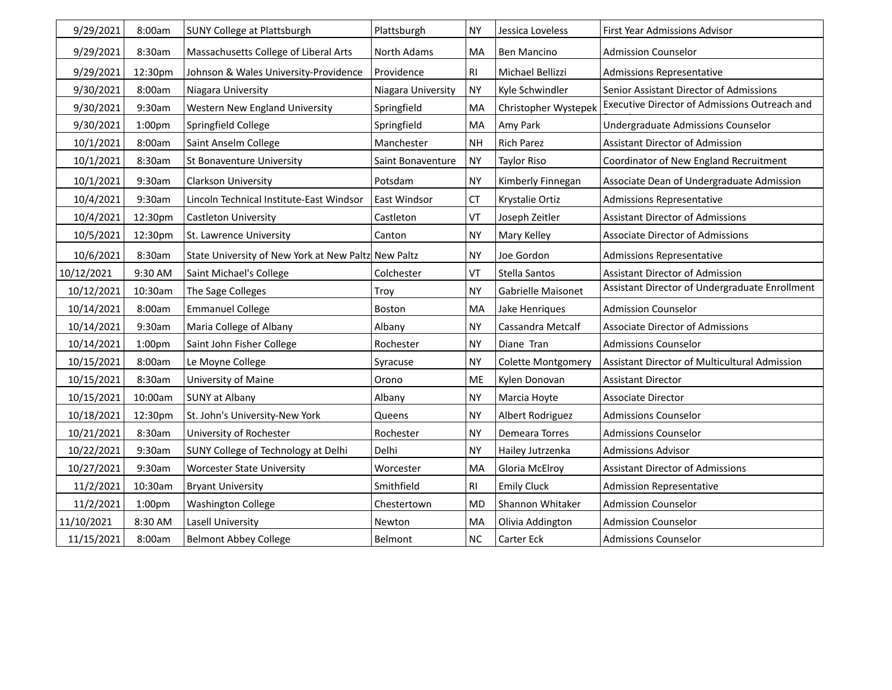| | | | | | | |
|---|---|---|---|---|---|---|
| 9/29/2021 | 8:00am | SUNY College at Plattsburgh | Plattsburgh | NY | Jessica Loveless | First Year Admissions Advisor |
| 9/29/2021 | 8:30am | Massachusetts College of Liberal Arts | North Adams | MA | Ben Mancino | Admission Counselor |
| 9/29/2021 | 12:30pm | Johnson & Wales University-Providence | Providence | RI | Michael Bellizzi | Admissions Representative |
| 9/30/2021 | 8:00am | Niagara University | Niagara University | NY | Kyle Schwindler | Senior Assistant Director of Admissions |
| 9/30/2021 | 9:30am | Western New England University | Springfield | MA | Christopher Wystepek | Executive Director of Admissions Outreach and |
| 9/30/2021 | 1:00pm | Springfield College | Springfield | MA | Amy Park | Undergraduate Admissions Counselor |
| 10/1/2021 | 8:00am | Saint Anselm College | Manchester | NH | Rich Parez | Assistant Director of Admission |
| 10/1/2021 | 8:30am | St Bonaventure University | Saint Bonaventure | NY | Taylor Riso | Coordinator of New England Recruitment |
| 10/1/2021 | 9:30am | Clarkson University | Potsdam | NY | Kimberly Finnegan | Associate Dean of Undergraduate Admission |
| 10/4/2021 | 9:30am | Lincoln Technical Institute-East Windsor | East Windsor | CT | Krystalie Ortiz | Admissions Representative |
| 10/4/2021 | 12:30pm | Castleton University | Castleton | VT | Joseph Zeitler | Assistant Director of Admissions |
| 10/5/2021 | 12:30pm | St. Lawrence University | Canton | NY | Mary Kelley | Associate Director of Admissions |
| 10/6/2021 | 8:30am | State University of New York at New Paltz | New Paltz | NY | Joe Gordon | Admissions Representative |
| 10/12/2021 | 9:30 AM | Saint Michael's College | Colchester | VT | Stella Santos | Assistant Director of Admission |
| 10/12/2021 | 10:30am | The Sage Colleges | Troy | NY | Gabrielle Maisonet | Assistant Director of Undergraduate Enrollment |
| 10/14/2021 | 8:00am | Emmanuel College | Boston | MA | Jake Henriques | Admission Counselor |
| 10/14/2021 | 9:30am | Maria College of Albany | Albany | NY | Cassandra Metcalf | Associate Director of Admissions |
| 10/14/2021 | 1:00pm | Saint John Fisher College | Rochester | NY | Diane Tran | Admissions Counselor |
| 10/15/2021 | 8:00am | Le Moyne College | Syracuse | NY | Colette Montgomery | Assistant Director of Multicultural Admission |
| 10/15/2021 | 8:30am | University of Maine | Orono | ME | Kylen Donovan | Assistant Director |
| 10/15/2021 | 10:00am | SUNY at Albany | Albany | NY | Marcia Hoyte | Associate Director |
| 10/18/2021 | 12:30pm | St. John's University-New York | Queens | NY | Albert Rodriguez | Admissions Counselor |
| 10/21/2021 | 8:30am | University of Rochester | Rochester | NY | Demeara Torres | Admissions Counselor |
| 10/22/2021 | 9:30am | SUNY College of Technology at Delhi | Delhi | NY | Hailey Jutrzenka | Admissions Advisor |
| 10/27/2021 | 9:30am | Worcester State University | Worcester | MA | Gloria McElroy | Assistant Director of Admissions |
| 11/2/2021 | 10:30am | Bryant University | Smithfield | RI | Emily Cluck | Admission Representative |
| 11/2/2021 | 1:00pm | Washington College | Chestertown | MD | Shannon Whitaker | Admission Counselor |
| 11/10/2021 | 8:30 AM | Lasell University | Newton | MA | Olivia Addington | Admission Counselor |
| 11/15/2021 | 8:00am | Belmont Abbey College | Belmont | NC | Carter Eck | Admissions Counselor |